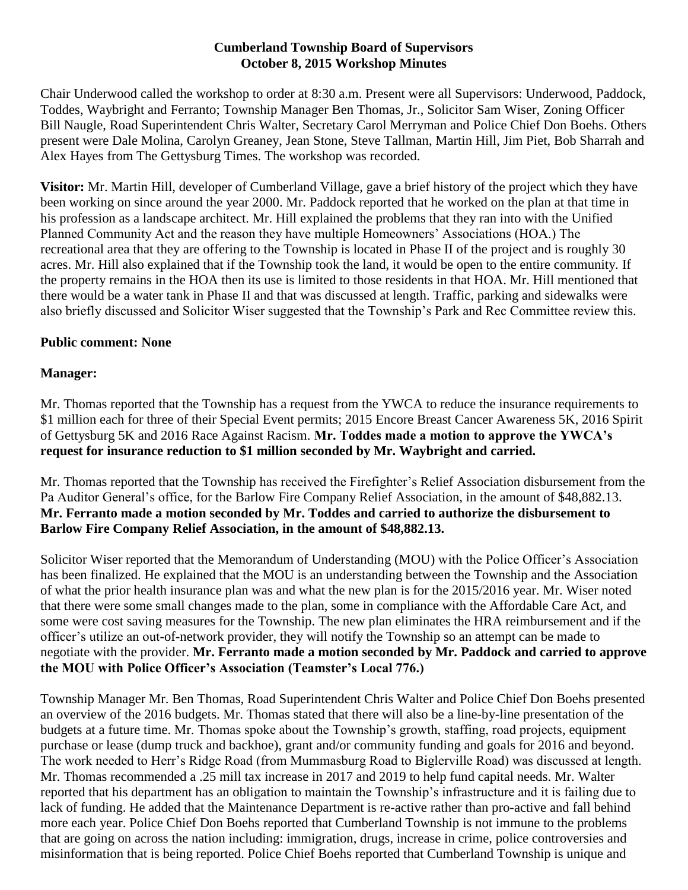**Cumberland Township Board of Supervisors**
**October 8, 2015 Workshop Minutes**

Chair Underwood called the workshop to order at 8:30 a.m. Present were all Supervisors: Underwood, Paddock, Toddes, Waybright and Ferranto; Township Manager Ben Thomas, Jr., Solicitor Sam Wiser, Zoning Officer Bill Naugle, Road Superintendent Chris Walter, Secretary Carol Merryman and Police Chief Don Boehs. Others present were Dale Molina, Carolyn Greaney, Jean Stone, Steve Tallman, Martin Hill, Jim Piet, Bob Sharrah and Alex Hayes from The Gettysburg Times. The workshop was recorded.

**Visitor:** Mr. Martin Hill, developer of Cumberland Village, gave a brief history of the project which they have been working on since around the year 2000. Mr. Paddock reported that he worked on the plan at that time in his profession as a landscape architect. Mr. Hill explained the problems that they ran into with the Unified Planned Community Act and the reason they have multiple Homeowners' Associations (HOA.) The recreational area that they are offering to the Township is located in Phase II of the project and is roughly 30 acres. Mr. Hill also explained that if the Township took the land, it would be open to the entire community. If the property remains in the HOA then its use is limited to those residents in that HOA. Mr. Hill mentioned that there would be a water tank in Phase II and that was discussed at length. Traffic, parking and sidewalks were also briefly discussed and Solicitor Wiser suggested that the Township's Park and Rec Committee review this.

**Public comment: None**

**Manager:**

Mr. Thomas reported that the Township has a request from the YWCA to reduce the insurance requirements to $1 million each for three of their Special Event permits; 2015 Encore Breast Cancer Awareness 5K, 2016 Spirit of Gettysburg 5K and 2016 Race Against Racism. **Mr. Toddes made a motion to approve the YWCA's request for insurance reduction to $1 million seconded by Mr. Waybright and carried.**

Mr. Thomas reported that the Township has received the Firefighter's Relief Association disbursement from the Pa Auditor General's office, for the Barlow Fire Company Relief Association, in the amount of $48,882.13. **Mr. Ferranto made a motion seconded by Mr. Toddes and carried to authorize the disbursement to Barlow Fire Company Relief Association, in the amount of $48,882.13.**

Solicitor Wiser reported that the Memorandum of Understanding (MOU) with the Police Officer's Association has been finalized. He explained that the MOU is an understanding between the Township and the Association of what the prior health insurance plan was and what the new plan is for the 2015/2016 year. Mr. Wiser noted that there were some small changes made to the plan, some in compliance with the Affordable Care Act, and some were cost saving measures for the Township. The new plan eliminates the HRA reimbursement and if the officer's utilize an out-of-network provider, they will notify the Township so an attempt can be made to negotiate with the provider. **Mr. Ferranto made a motion seconded by Mr. Paddock and carried to approve the MOU with Police Officer's Association (Teamster's Local 776.)**

Township Manager Mr. Ben Thomas, Road Superintendent Chris Walter and Police Chief Don Boehs presented an overview of the 2016 budgets. Mr. Thomas stated that there will also be a line-by-line presentation of the budgets at a future time. Mr. Thomas spoke about the Township's growth, staffing, road projects, equipment purchase or lease (dump truck and backhoe), grant and/or community funding and goals for 2016 and beyond. The work needed to Herr's Ridge Road (from Mummasburg Road to Biglerville Road) was discussed at length. Mr. Thomas recommended a .25 mill tax increase in 2017 and 2019 to help fund capital needs. Mr. Walter reported that his department has an obligation to maintain the Township's infrastructure and it is failing due to lack of funding. He added that the Maintenance Department is re-active rather than pro-active and fall behind more each year. Police Chief Don Boehs reported that Cumberland Township is not immune to the problems that are going on across the nation including: immigration, drugs, increase in crime, police controversies and misinformation that is being reported. Police Chief Boehs reported that Cumberland Township is unique and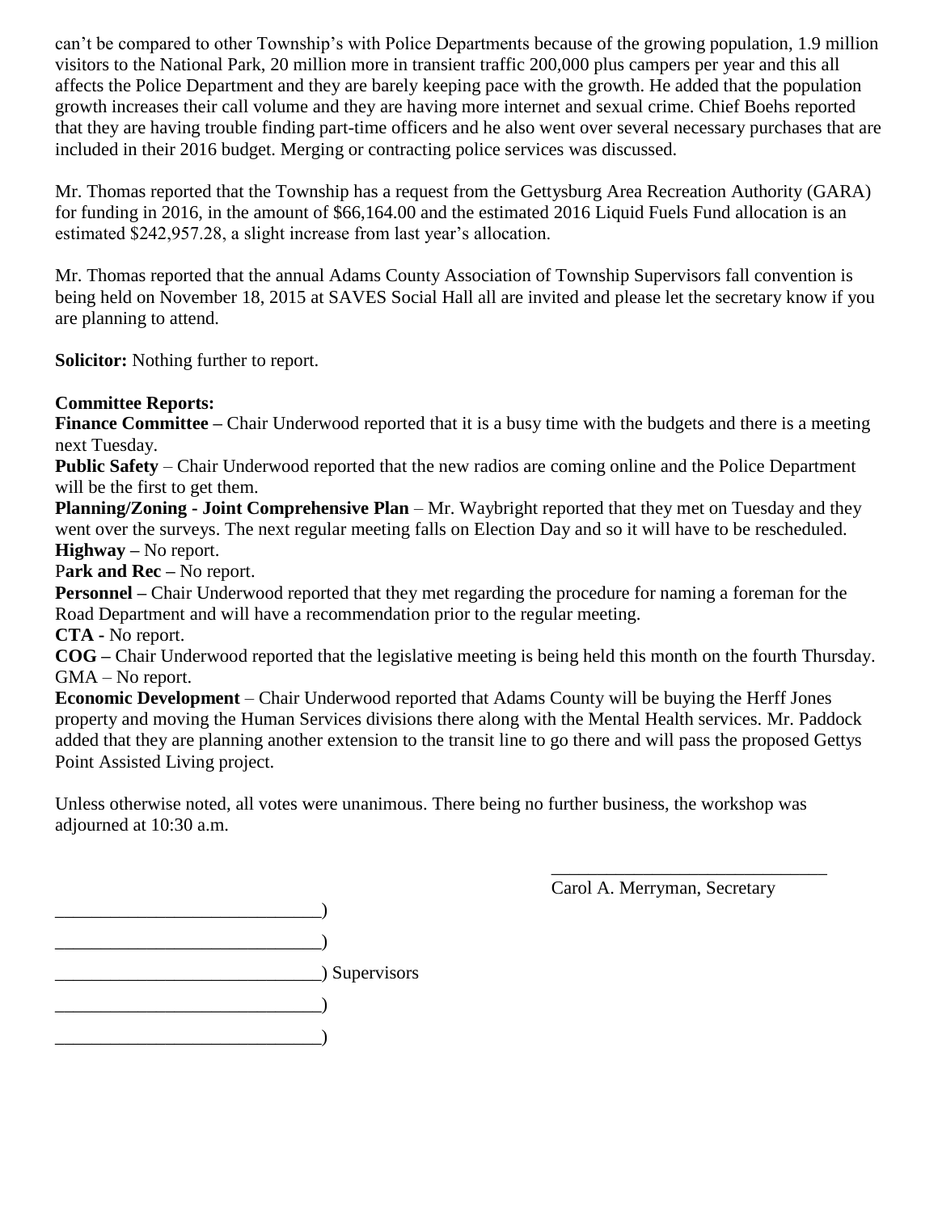can't be compared to other Township's with Police Departments because of the growing population, 1.9 million visitors to the National Park, 20 million more in transient traffic 200,000 plus campers per year and this all affects the Police Department and they are barely keeping pace with the growth. He added that the population growth increases their call volume and they are having more internet and sexual crime. Chief Boehs reported that they are having trouble finding part-time officers and he also went over several necessary purchases that are included in their 2016 budget. Merging or contracting police services was discussed.

Mr. Thomas reported that the Township has a request from the Gettysburg Area Recreation Authority (GARA) for funding in 2016, in the amount of $66,164.00 and the estimated 2016 Liquid Fuels Fund allocation is an estimated $242,957.28, a slight increase from last year's allocation.

Mr. Thomas reported that the annual Adams County Association of Township Supervisors fall convention is being held on November 18, 2015 at SAVES Social Hall all are invited and please let the secretary know if you are planning to attend.

**Solicitor:** Nothing further to report.

**Committee Reports:**
**Finance Committee –** Chair Underwood reported that it is a busy time with the budgets and there is a meeting next Tuesday.
**Public Safety** – Chair Underwood reported that the new radios are coming online and the Police Department will be the first to get them.
**Planning/Zoning - Joint Comprehensive Plan** – Mr. Waybright reported that they met on Tuesday and they went over the surveys. The next regular meeting falls on Election Day and so it will have to be rescheduled.
**Highway –** No report.
P**ark and Rec –** No report.
**Personnel –** Chair Underwood reported that they met regarding the procedure for naming a foreman for the Road Department and will have a recommendation prior to the regular meeting.
**CTA -** No report.
**COG –** Chair Underwood reported that the legislative meeting is being held this month on the fourth Thursday.
GMA – No report.
**Economic Development** – Chair Underwood reported that Adams County will be buying the Herff Jones property and moving the Human Services divisions there along with the Mental Health services. Mr. Paddock added that they are planning another extension to the transit line to go there and will pass the proposed Gettys Point Assisted Living project.

Unless otherwise noted, all votes were unanimous. There being no further business, the workshop was adjourned at 10:30 a.m.

_______________________________
Carol A. Merryman, Secretary

_____________________________)
_____________________________)
_____________________________) Supervisors
_____________________________)
_____________________________)